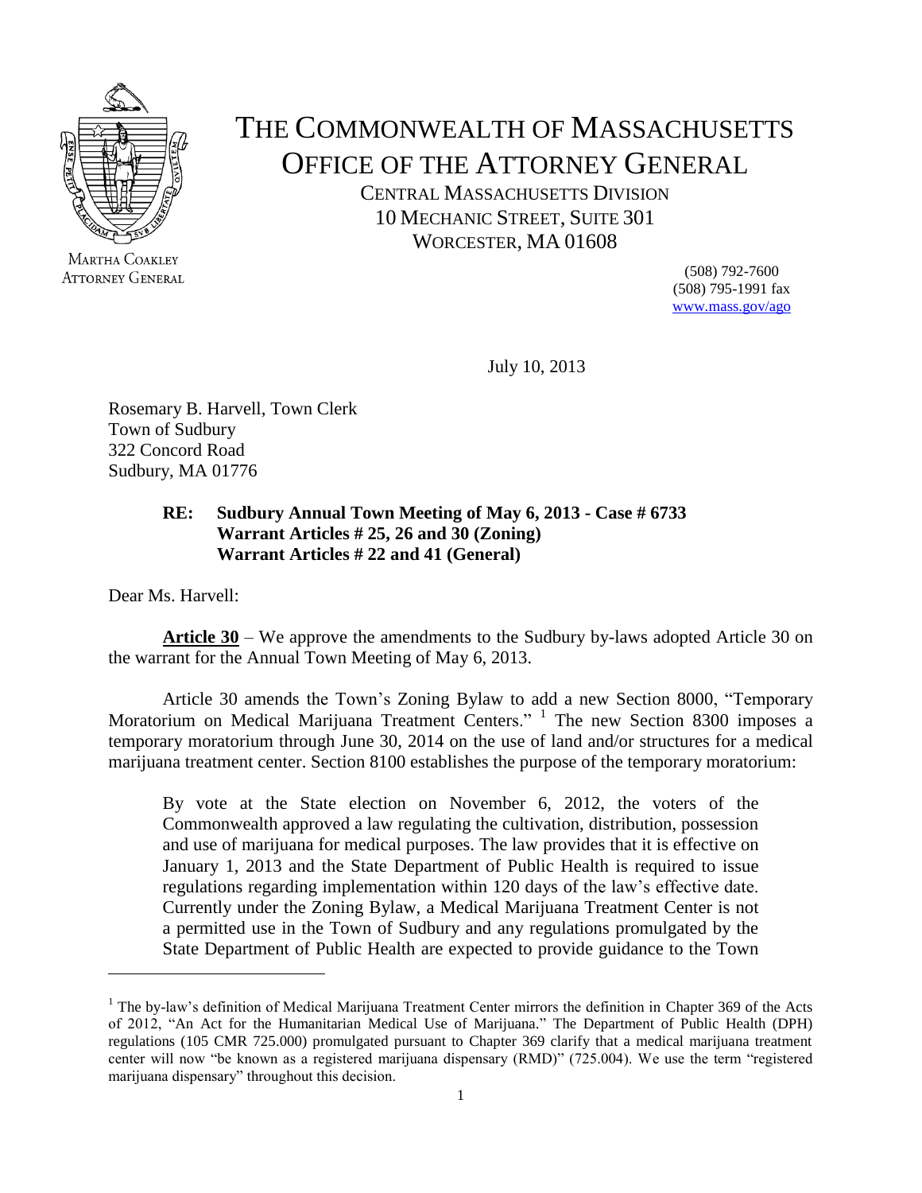MARTHA COAKLEY
ATTORNEY GENERAL

# THE COMMONWEALTH OF MASSACHUSETTS
# OFFICE OF THE ATTORNEY GENERAL

CENTRAL MASSACHUSETTS DIVISION
10 MECHANIC STREET, SUITE 301
WORCESTER, MA 01608

(508) 792-7600
(508) 795-1991 fax
www.mass.gov/ago

July 10, 2013

Rosemary B. Harvell, Town Clerk
Town of Sudbury
322 Concord Road
Sudbury, MA 01776

**RE: Sudbury Annual Town Meeting of May 6, 2013 - Case # 6733**
**Warrant Articles # 25, 26 and 30 (Zoning)**
**Warrant Articles # 22 and 41 (General)**

Dear Ms. Harvell:

**Article 30** – We approve the amendments to the Sudbury by-laws adopted Article 30 on the warrant for the Annual Town Meeting of May 6, 2013.

Article 30 amends the Town's Zoning Bylaw to add a new Section 8000, "Temporary Moratorium on Medical Marijuana Treatment Centers." [1] The new Section 8300 imposes a temporary moratorium through June 30, 2014 on the use of land and/or structures for a medical marijuana treatment center. Section 8100 establishes the purpose of the temporary moratorium:

> By vote at the State election on November 6, 2012, the voters of the Commonwealth approved a law regulating the cultivation, distribution, possession and use of marijuana for medical purposes. The law provides that it is effective on January 1, 2013 and the State Department of Public Health is required to issue regulations regarding implementation within 120 days of the law's effective date. Currently under the Zoning Bylaw, a Medical Marijuana Treatment Center is not a permitted use in the Town of Sudbury and any regulations promulgated by the State Department of Public Health are expected to provide guidance to the Town

[1] The by-law's definition of Medical Marijuana Treatment Center mirrors the definition in Chapter 369 of the Acts of 2012, "An Act for the Humanitarian Medical Use of Marijuana." The Department of Public Health (DPH) regulations (105 CMR 725.000) promulgated pursuant to Chapter 369 clarify that a medical marijuana treatment center will now "be known as a registered marijuana dispensary (RMD)" (725.004). We use the term "registered marijuana dispensary" throughout this decision.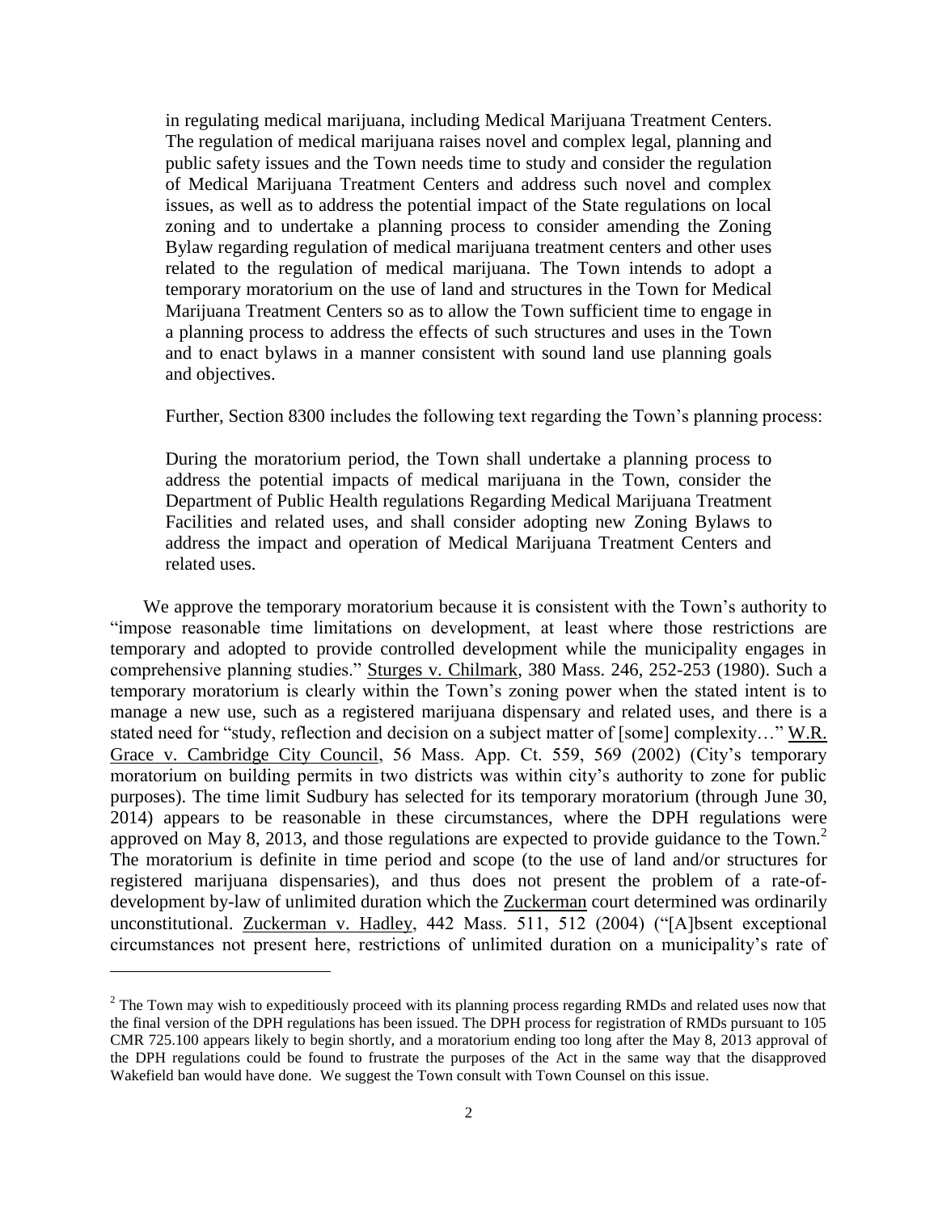> in regulating medical marijuana, including Medical Marijuana Treatment Centers. The regulation of medical marijuana raises novel and complex legal, planning and public safety issues and the Town needs time to study and consider the regulation of Medical Marijuana Treatment Centers and address such novel and complex issues, as well as to address the potential impact of the State regulations on local zoning and to undertake a planning process to consider amending the Zoning Bylaw regarding regulation of medical marijuana treatment centers and other uses related to the regulation of medical marijuana. The Town intends to adopt a temporary moratorium on the use of land and structures in the Town for Medical Marijuana Treatment Centers so as to allow the Town sufficient time to engage in a planning process to address the effects of such structures and uses in the Town and to enact bylaws in a manner consistent with sound land use planning goals and objectives.

Further, Section 8300 includes the following text regarding the Town's planning process:

> During the moratorium period, the Town shall undertake a planning process to address the potential impacts of medical marijuana in the Town, consider the Department of Public Health regulations Regarding Medical Marijuana Treatment Facilities and related uses, and shall consider adopting new Zoning Bylaws to address the impact and operation of Medical Marijuana Treatment Centers and related uses.

We approve the temporary moratorium because it is consistent with the Town's authority to "impose reasonable time limitations on development, at least where those restrictions are temporary and adopted to provide controlled development while the municipality engages in comprehensive planning studies." Sturges v. Chilmark, 380 Mass. 246, 252-253 (1980). Such a temporary moratorium is clearly within the Town's zoning power when the stated intent is to manage a new use, such as a registered marijuana dispensary and related uses, and there is a stated need for "study, reflection and decision on a subject matter of [some] complexity…" W.R. Grace v. Cambridge City Council, 56 Mass. App. Ct. 559, 569 (2002) (City's temporary moratorium on building permits in two districts was within city's authority to zone for public purposes). The time limit Sudbury has selected for its temporary moratorium (through June 30, 2014) appears to be reasonable in these circumstances, where the DPH regulations were approved on May 8, 2013, and those regulations are expected to provide guidance to the Town.[2] The moratorium is definite in time period and scope (to the use of land and/or structures for registered marijuana dispensaries), and thus does not present the problem of a rate-of-development by-law of unlimited duration which the Zuckerman court determined was ordinarily unconstitutional. Zuckerman v. Hadley, 442 Mass. 511, 512 (2004) ("[A]bsent exceptional circumstances not present here, restrictions of unlimited duration on a municipality's rate of

[2] The Town may wish to expeditiously proceed with its planning process regarding RMDs and related uses now that the final version of the DPH regulations has been issued. The DPH process for registration of RMDs pursuant to 105 CMR 725.100 appears likely to begin shortly, and a moratorium ending too long after the May 8, 2013 approval of the DPH regulations could be found to frustrate the purposes of the Act in the same way that the disapproved Wakefield ban would have done. We suggest the Town consult with Town Counsel on this issue.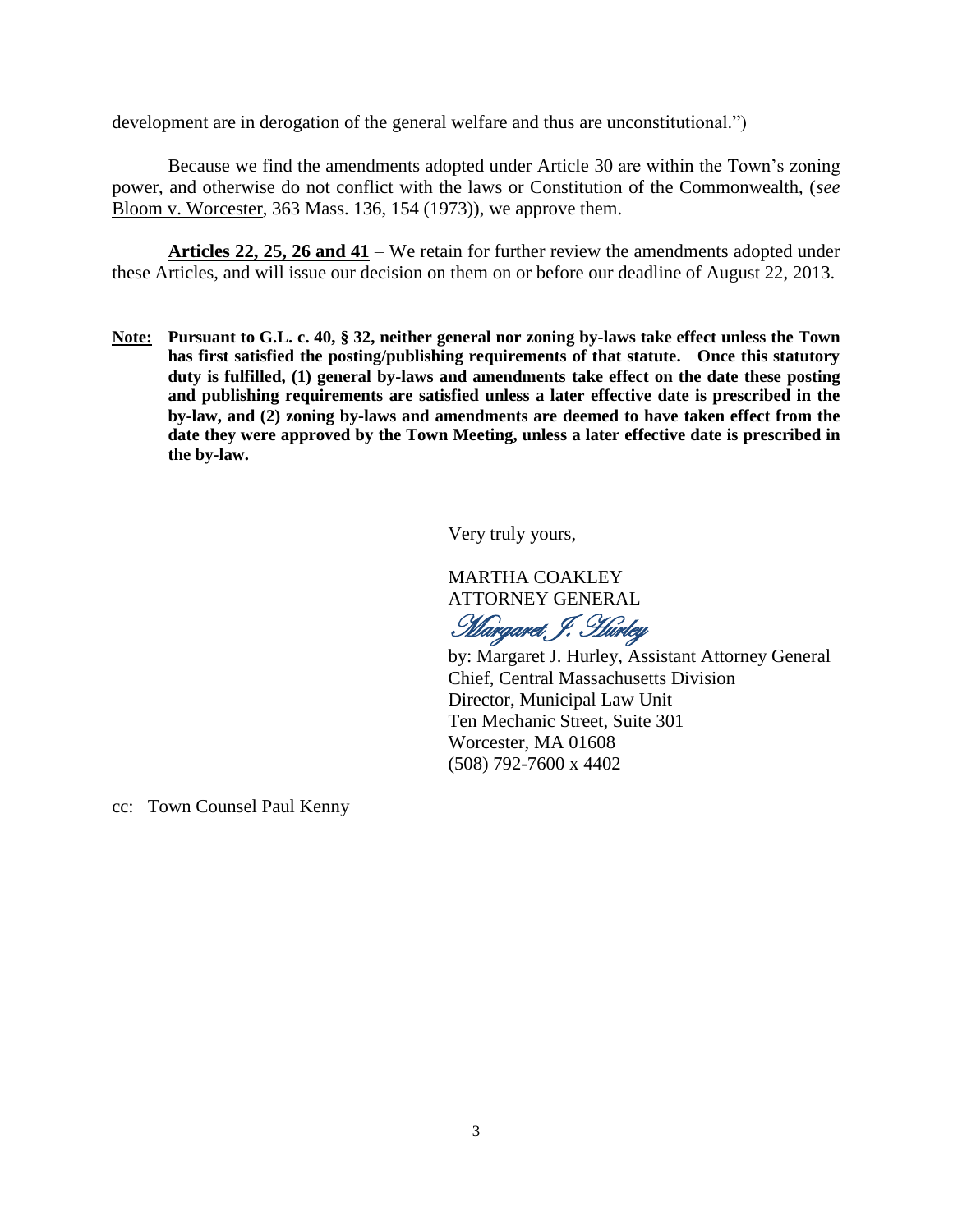development are in derogation of the general welfare and thus are unconstitutional.")

Because we find the amendments adopted under Article 30 are within the Town's zoning power, and otherwise do not conflict with the laws or Constitution of the Commonwealth, (*see* Bloom v. Worcester, 363 Mass. 136, 154 (1973)), we approve them.

**Articles 22, 25, 26 and 41** – We retain for further review the amendments adopted under these Articles, and will issue our decision on them on or before our deadline of August 22, 2013.

**Note: Pursuant to G.L. c. 40, § 32, neither general nor zoning by-laws take effect unless the Town has first satisfied the posting/publishing requirements of that statute. Once this statutory duty is fulfilled, (1) general by-laws and amendments take effect on the date these posting and publishing requirements are satisfied unless a later effective date is prescribed in the by-law, and (2) zoning by-laws and amendments are deemed to have taken effect from the date they were approved by the Town Meeting, unless a later effective date is prescribed in the by-law.**

Very truly yours,

MARTHA COAKLEY
ATTORNEY GENERAL

*Margaret J. Hurley*

by: Margaret J. Hurley, Assistant Attorney General
Chief, Central Massachusetts Division
Director, Municipal Law Unit
Ten Mechanic Street, Suite 301
Worcester, MA 01608
(508) 792-7600 x 4402

cc: Town Counsel Paul Kenny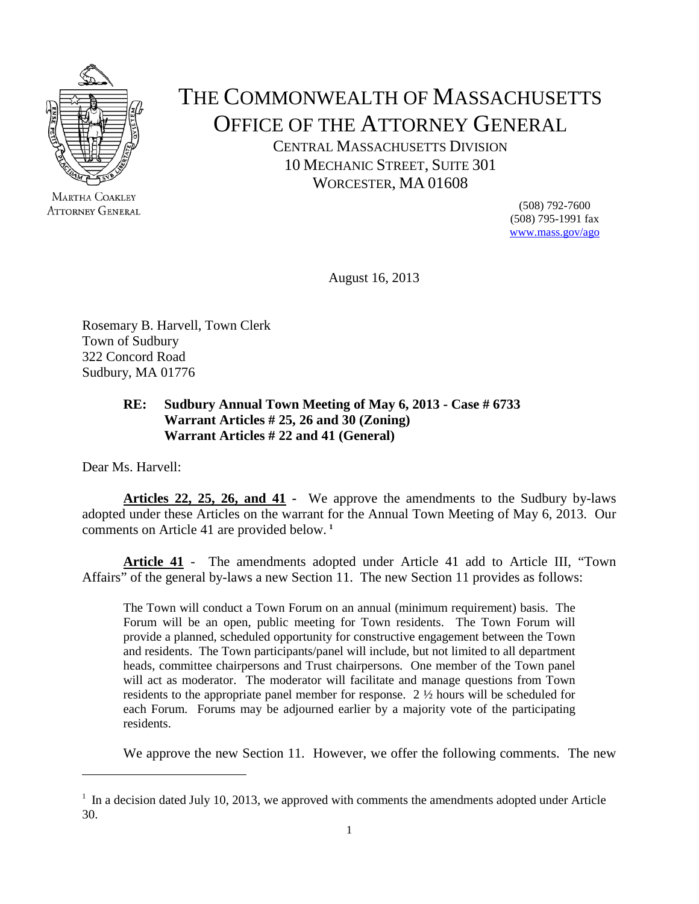THE COMMONWEALTH OF MASSACHUSETTS
OFFICE OF THE ATTORNEY GENERAL

CENTRAL MASSACHUSETTS DIVISION
10 MECHANIC STREET, SUITE 301
WORCESTER, MA 01608

MARTHA COAKLEY
ATTORNEY GENERAL

(508) 792-7600
(508) 795-1991 fax
www.mass.gov/ago

August 16, 2013

Rosemary B. Harvell, Town Clerk
Town of Sudbury
322 Concord Road
Sudbury, MA 01776

**RE: Sudbury Annual Town Meeting of May 6, 2013 - Case # 6733**
**Warrant Articles # 25, 26 and 30 (Zoning)**
**Warrant Articles # 22 and 41 (General)**

Dear Ms. Harvell:

**Articles 22, 25, 26, and 41** - We approve the amendments to the Sudbury by-laws adopted under these Articles on the warrant for the Annual Town Meeting of May 6, 2013. Our comments on Article 41 are provided below.[1]

**Article 41** - The amendments adopted under Article 41 add to Article III, "Town Affairs" of the general by-laws a new Section 11. The new Section 11 provides as follows:

> The Town will conduct a Town Forum on an annual (minimum requirement) basis. The Forum will be an open, public meeting for Town residents. The Town Forum will provide a planned, scheduled opportunity for constructive engagement between the Town and residents. The Town participants/panel will include, but not limited to all department heads, committee chairpersons and Trust chairpersons. One member of the Town panel will act as moderator. The moderator will facilitate and manage questions from Town residents to the appropriate panel member for response. 2 ½ hours will be scheduled for each Forum. Forums may be adjourned earlier by a majority vote of the participating residents.

We approve the new Section 11. However, we offer the following comments. The new

---

[1] In a decision dated July 10, 2013, we approved with comments the amendments adopted under Article 30.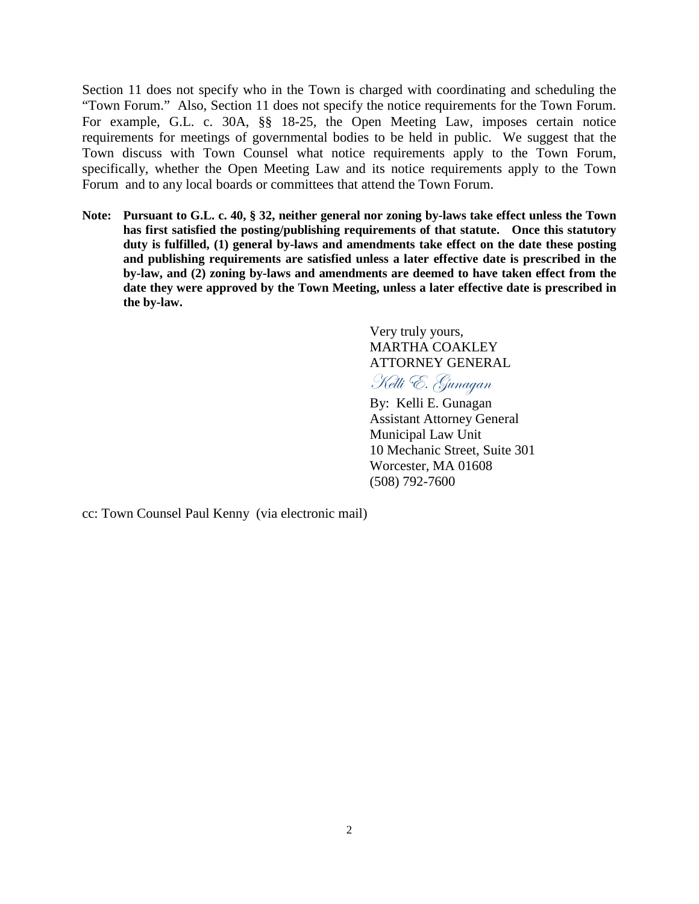Section 11 does not specify who in the Town is charged with coordinating and scheduling the "Town Forum." Also, Section 11 does not specify the notice requirements for the Town Forum. For example, G.L. c. 30A, §§ 18-25, the Open Meeting Law, imposes certain notice requirements for meetings of governmental bodies to be held in public. We suggest that the Town discuss with Town Counsel what notice requirements apply to the Town Forum, specifically, whether the Open Meeting Law and its notice requirements apply to the Town Forum and to any local boards or committees that attend the Town Forum.

**Note: Pursuant to G.L. c. 40, § 32, neither general nor zoning by-laws take effect unless the Town has first satisfied the posting/publishing requirements of that statute. Once this statutory duty is fulfilled, (1) general by-laws and amendments take effect on the date these posting and publishing requirements are satisfied unless a later effective date is prescribed in the by-law, and (2) zoning by-laws and amendments are deemed to have taken effect from the date they were approved by the Town Meeting, unless a later effective date is prescribed in the by-law.**

Very truly yours,
MARTHA COAKLEY
ATTORNEY GENERAL

*Kelli E. Gunagan*

By: Kelli E. Gunagan
Assistant Attorney General
Municipal Law Unit
10 Mechanic Street, Suite 301
Worcester, MA 01608
(508) 792-7600

cc: Town Counsel Paul Kenny (via electronic mail)